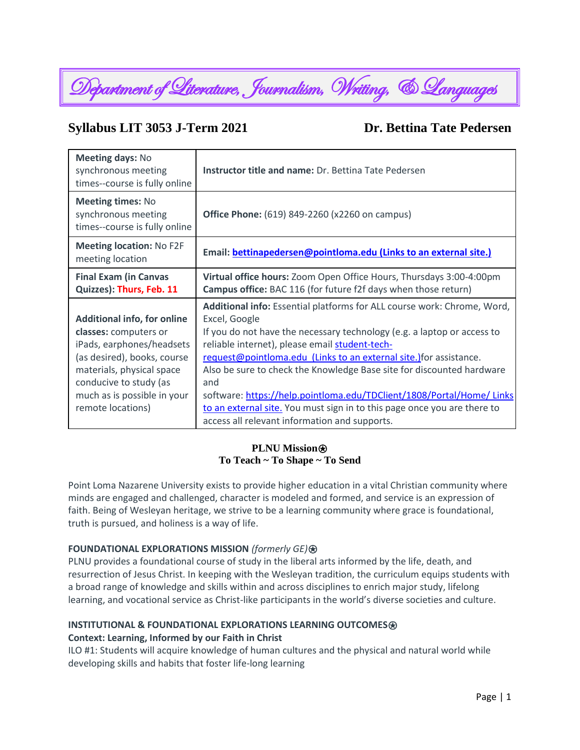# Department of Literature, Journalism, Writing, & Languages

## Syllabus LIT 3053 J-Term 2021 Dr. Bettina Tate Pedersen

| | |
|---|---|
| **Meeting days:** No synchronous meeting times--course is fully online | **Instructor title and name:** Dr. Bettina Tate Pedersen |
| **Meeting times:** No synchronous meeting times--course is fully online | **Office Phone:** (619) 849-2260 (x2260 on campus) |
| **Meeting location:** No F2F meeting location | **Email:** bettinapedersen@pointloma.edu (Links to an external site.) |
| **Final Exam (in Canvas Quizzes):** Thurs, Feb. 11 | **Virtual office hours:** Zoom Open Office Hours, Thursdays 3:00-4:00pm<br>**Campus office:** BAC 116 (for future f2f days when those return) |
| **Additional info, for online classes:** computers or iPads, earphones/headsets (as desired), books, course materials, physical space conducive to study (as much as is possible in your remote locations) | **Additional info:** Essential platforms for ALL course work: Chrome, Word, Excel, Google<br>If you do not have the necessary technology (e.g. a laptop or access to reliable internet), please email student-tech-request@pointloma.edu (Links to an external site.)for assistance.<br>Also be sure to check the Knowledge Base site for discounted hardware and software: https://help.pointloma.edu/TDClient/1808/Portal/Home/ Links to an external site. You must sign in to this page once you are there to access all relevant information and supports. |

**PLNU Mission⍟**
**To Teach ~ To Shape ~ To Send**

Point Loma Nazarene University exists to provide higher education in a vital Christian community where minds are engaged and challenged, character is modeled and formed, and service is an expression of faith. Being of Wesleyan heritage, we strive to be a learning community where grace is foundational, truth is pursued, and holiness is a way of life.

**FOUNDATIONAL EXPLORATIONS MISSION** *(formerly GE)*⍟

PLNU provides a foundational course of study in the liberal arts informed by the life, death, and resurrection of Jesus Christ. In keeping with the Wesleyan tradition, the curriculum equips students with a broad range of knowledge and skills within and across disciplines to enrich major study, lifelong learning, and vocational service as Christ-like participants in the world's diverse societies and culture.

**INSTITUTIONAL & FOUNDATIONAL EXPLORATIONS LEARNING OUTCOMES⍟**

**Context: Learning, Informed by our Faith in Christ**

ILO #1: Students will acquire knowledge of human cultures and the physical and natural world while developing skills and habits that foster life-long learning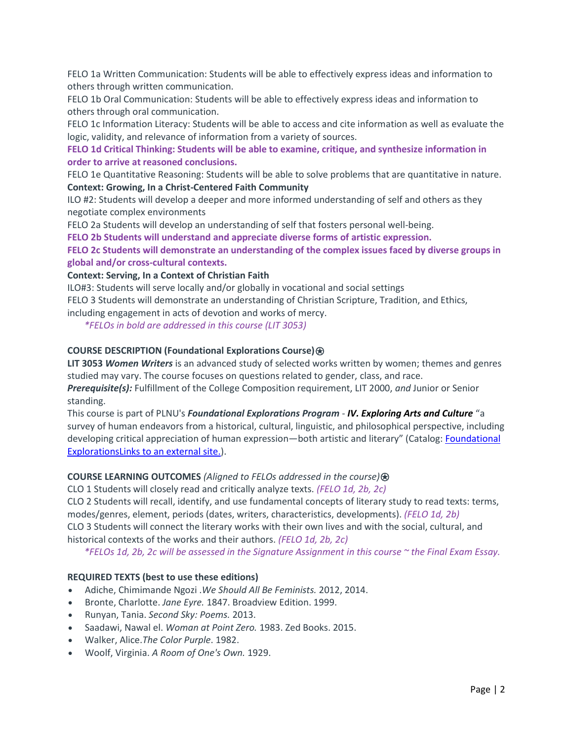FELO 1a Written Communication: Students will be able to effectively express ideas and information to others through written communication.
FELO 1b Oral Communication: Students will be able to effectively express ideas and information to others through oral communication.
FELO 1c Information Literacy: Students will be able to access and cite information as well as evaluate the logic, validity, and relevance of information from a variety of sources.
**FELO 1d Critical Thinking: Students will be able to examine, critique, and synthesize information in order to arrive at reasoned conclusions.**
FELO 1e Quantitative Reasoning: Students will be able to solve problems that are quantitative in nature.
**Context: Growing, In a Christ-Centered Faith Community**
ILO #2: Students will develop a deeper and more informed understanding of self and others as they negotiate complex environments
FELO 2a Students will develop an understanding of self that fosters personal well-being.
**FELO 2b Students will understand and appreciate diverse forms of artistic expression.**
**FELO 2c Students will demonstrate an understanding of the complex issues faced by diverse groups in global and/or cross-cultural contexts.**
**Context: Serving, In a Context of Christian Faith**
ILO#3: Students will serve locally and/or globally in vocational and social settings
FELO 3 Students will demonstrate an understanding of Christian Scripture, Tradition, and Ethics, including engagement in acts of devotion and works of mercy.

*\*FELOs in bold are addressed in this course (LIT 3053)*

**COURSE DESCRIPTION (Foundational Explorations Course)**⍟

**LIT 3053 *Women Writers*** is an advanced study of selected works written by women; themes and genres studied may vary. The course focuses on questions related to gender, class, and race.
***Prerequisite(s):*** Fulfillment of the College Composition requirement, LIT 2000, *and* Junior or Senior standing.
This course is part of PLNU's ***Foundational Explorations Program*** - ***IV. Exploring Arts and Culture*** "a survey of human endeavors from a historical, cultural, linguistic, and philosophical perspective, including developing critical appreciation of human expression—both artistic and literary" (Catalog: Foundational ExplorationsLinks to an external site.).

**COURSE LEARNING OUTCOMES** *(Aligned to FELOs addressed in the course)*⍟

CLO 1 Students will closely read and critically analyze texts. *(FELO 1d, 2b, 2c)*
CLO 2 Students will recall, identify, and use fundamental concepts of literary study to read texts: terms, modes/genres, element, periods (dates, writers, characteristics, developments). *(FELO 1d, 2b)*
CLO 3 Students will connect the literary works with their own lives and with the social, cultural, and historical contexts of the works and their authors. *(FELO 1d, 2b, 2c)*

*\*FELOs 1d, 2b, 2c will be assessed in the Signature Assignment in this course ~ the Final Exam Essay.*

**REQUIRED TEXTS (best to use these editions)**

- Adiche, Chimimande Ngozi .*We Should All Be Feminists.* 2012, 2014.
- Bronte, Charlotte. *Jane Eyre.* 1847. Broadview Edition. 1999.
- Runyan, Tania. *Second Sky: Poems.* 2013.
- Saadawi, Nawal el. *Woman at Point Zero.* 1983. Zed Books. 2015.
- Walker, Alice.*The Color Purple*. 1982.
- Woolf, Virginia. *A Room of One's Own.* 1929.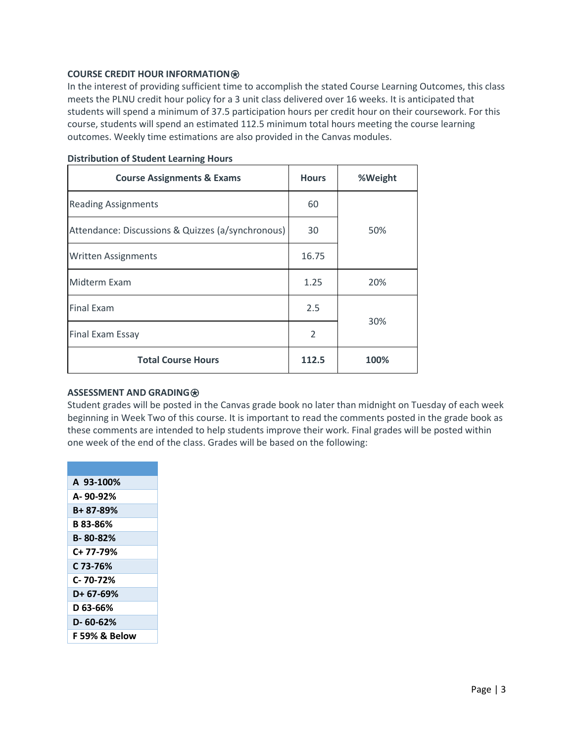### COURSE CREDIT HOUR INFORMATION⍟

In the interest of providing sufficient time to accomplish the stated Course Learning Outcomes, this class meets the PLNU credit hour policy for a 3 unit class delivered over 16 weeks. It is anticipated that students will spend a minimum of 37.5 participation hours per credit hour on their coursework. For this course, students will spend an estimated 112.5 minimum total hours meeting the course learning outcomes. Weekly time estimations are also provided in the Canvas modules.

**Distribution of Student Learning Hours**

| Course Assignments & Exams | Hours | %Weight |
|---|---|---|
| Reading Assignments | 60 | 50% |
| Attendance: Discussions & Quizzes (a/synchronous) | 30 | |
| Written Assignments | 16.75 | |
| Midterm Exam | 1.25 | 20% |
| Final Exam | 2.5 | 30% |
| Final Exam Essay | 2 | |
| **Total Course Hours** | **112.5** | **100%** |

### ASSESSMENT AND GRADING⍟

Student grades will be posted in the Canvas grade book no later than midnight on Tuesday of each week beginning in Week Two of this course. It is important to read the comments posted in the grade book as these comments are intended to help students improve their work. Final grades will be posted within one week of the end of the class. Grades will be based on the following:

| |
|---|
| **A 93-100%** |
| **A- 90-92%** |
| **B+ 87-89%** |
| **B 83-86%** |
| **B- 80-82%** |
| **C+ 77-79%** |
| **C 73-76%** |
| **C- 70-72%** |
| **D+ 67-69%** |
| **D 63-66%** |
| **D- 60-62%** |
| **F 59% & Below** |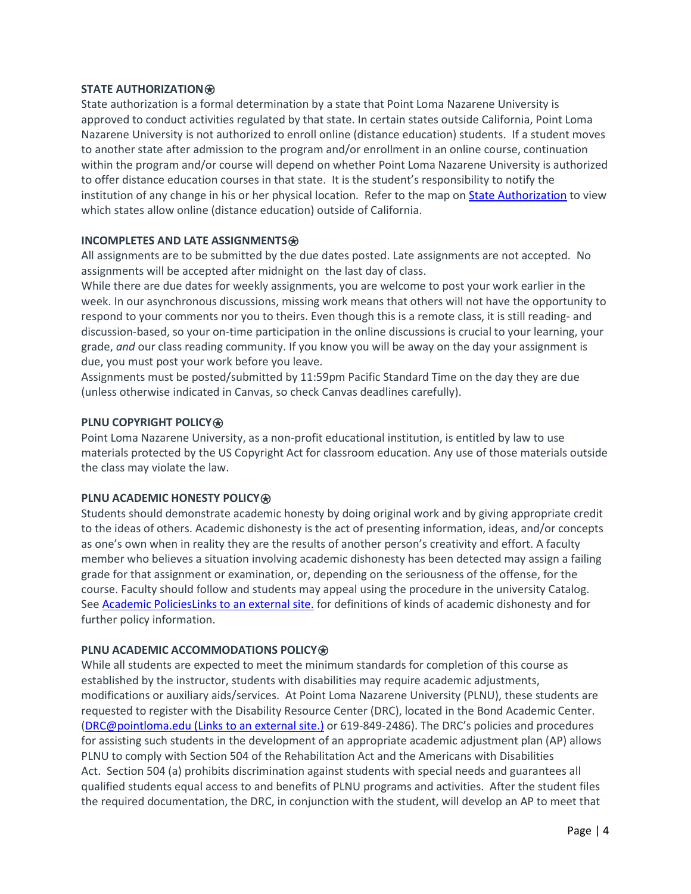**STATE AUTHORIZATION⍟**

State authorization is a formal determination by a state that Point Loma Nazarene University is approved to conduct activities regulated by that state. In certain states outside California, Point Loma Nazarene University is not authorized to enroll online (distance education) students. If a student moves to another state after admission to the program and/or enrollment in an online course, continuation within the program and/or course will depend on whether Point Loma Nazarene University is authorized to offer distance education courses in that state. It is the student's responsibility to notify the institution of any change in his or her physical location. Refer to the map on State Authorization to view which states allow online (distance education) outside of California.

**INCOMPLETES AND LATE ASSIGNMENTS⍟**

All assignments are to be submitted by the due dates posted. Late assignments are not accepted. No assignments will be accepted after midnight on the last day of class.

While there are due dates for weekly assignments, you are welcome to post your work earlier in the week. In our asynchronous discussions, missing work means that others will not have the opportunity to respond to your comments nor you to theirs. Even though this is a remote class, it is still reading- and discussion-based, so your on-time participation in the online discussions is crucial to your learning, your grade, *and* our class reading community. If you know you will be away on the day your assignment is due, you must post your work before you leave.

Assignments must be posted/submitted by 11:59pm Pacific Standard Time on the day they are due (unless otherwise indicated in Canvas, so check Canvas deadlines carefully).

**PLNU COPYRIGHT POLICY⍟**

Point Loma Nazarene University, as a non-profit educational institution, is entitled by law to use materials protected by the US Copyright Act for classroom education. Any use of those materials outside the class may violate the law.

**PLNU ACADEMIC HONESTY POLICY⍟**

Students should demonstrate academic honesty by doing original work and by giving appropriate credit to the ideas of others. Academic dishonesty is the act of presenting information, ideas, and/or concepts as one's own when in reality they are the results of another person's creativity and effort. A faculty member who believes a situation involving academic dishonesty has been detected may assign a failing grade for that assignment or examination, or, depending on the seriousness of the offense, for the course. Faculty should follow and students may appeal using the procedure in the university Catalog. See Academic PoliciesLinks to an external site. for definitions of kinds of academic dishonesty and for further policy information.

**PLNU ACADEMIC ACCOMMODATIONS POLICY⍟**

While all students are expected to meet the minimum standards for completion of this course as established by the instructor, students with disabilities may require academic adjustments, modifications or auxiliary aids/services. At Point Loma Nazarene University (PLNU), these students are requested to register with the Disability Resource Center (DRC), located in the Bond Academic Center. (DRC@pointloma.edu (Links to an external site.) or 619-849-2486). The DRC's policies and procedures for assisting such students in the development of an appropriate academic adjustment plan (AP) allows PLNU to comply with Section 504 of the Rehabilitation Act and the Americans with Disabilities Act. Section 504 (a) prohibits discrimination against students with special needs and guarantees all qualified students equal access to and benefits of PLNU programs and activities. After the student files the required documentation, the DRC, in conjunction with the student, will develop an AP to meet that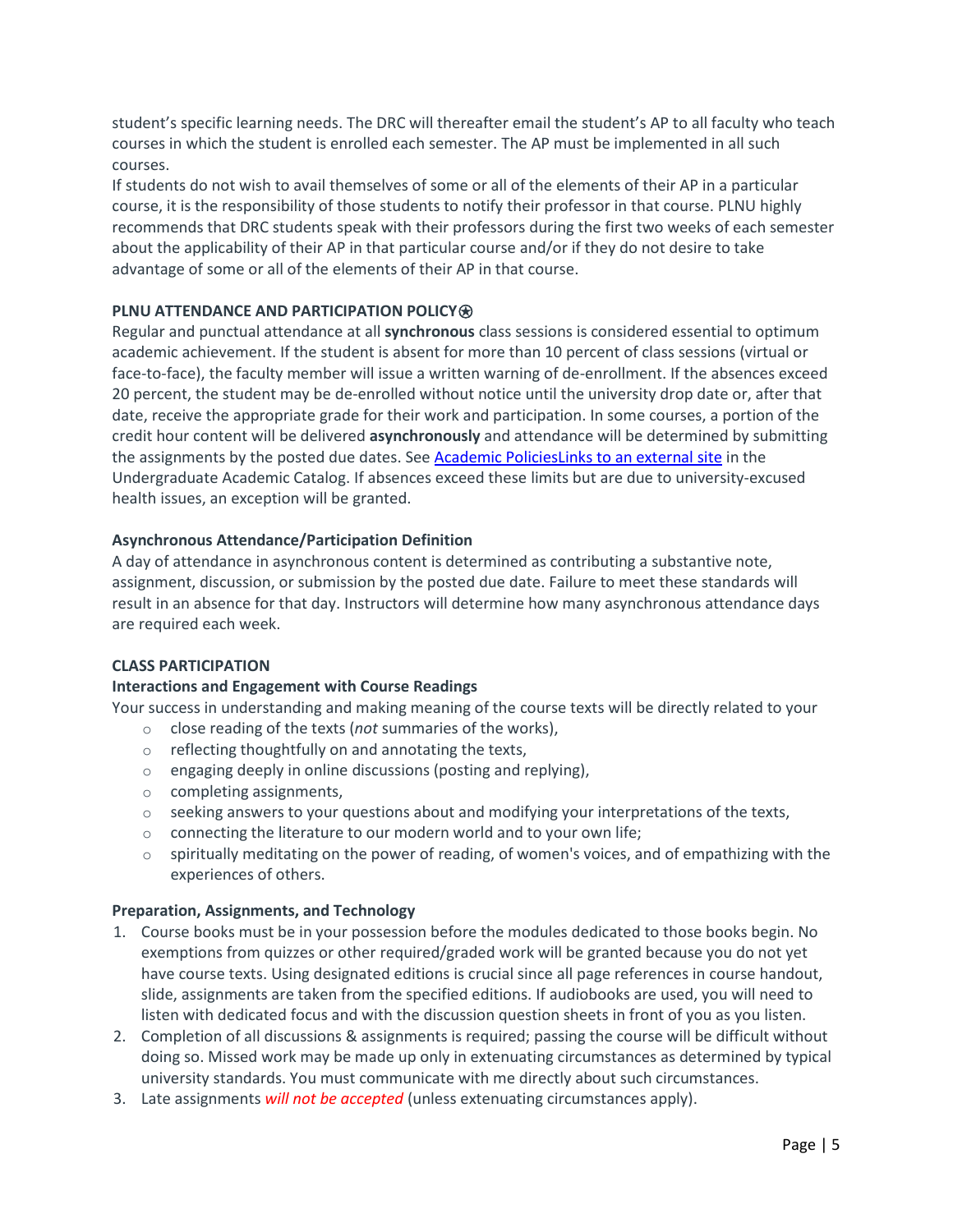student's specific learning needs. The DRC will thereafter email the student's AP to all faculty who teach courses in which the student is enrolled each semester. The AP must be implemented in all such courses.

If students do not wish to avail themselves of some or all of the elements of their AP in a particular course, it is the responsibility of those students to notify their professor in that course. PLNU highly recommends that DRC students speak with their professors during the first two weeks of each semester about the applicability of their AP in that particular course and/or if they do not desire to take advantage of some or all of the elements of their AP in that course.

**PLNU ATTENDANCE AND PARTICIPATION POLICY**⍟

Regular and punctual attendance at all **synchronous** class sessions is considered essential to optimum academic achievement. If the student is absent for more than 10 percent of class sessions (virtual or face-to-face), the faculty member will issue a written warning of de-enrollment. If the absences exceed 20 percent, the student may be de-enrolled without notice until the university drop date or, after that date, receive the appropriate grade for their work and participation. In some courses, a portion of the credit hour content will be delivered **asynchronously** and attendance will be determined by submitting the assignments by the posted due dates. See Academic PoliciesLinks to an external site in the Undergraduate Academic Catalog. If absences exceed these limits but are due to university-excused health issues, an exception will be granted.

**Asynchronous Attendance/Participation Definition**

A day of attendance in asynchronous content is determined as contributing a substantive note, assignment, discussion, or submission by the posted due date. Failure to meet these standards will result in an absence for that day. Instructors will determine how many asynchronous attendance days are required each week.

**CLASS PARTICIPATION**

**Interactions and Engagement with Course Readings**

Your success in understanding and making meaning of the course texts will be directly related to your

- close reading of the texts (*not* summaries of the works),
- reflecting thoughtfully on and annotating the texts,
- engaging deeply in online discussions (posting and replying),
- completing assignments,
- seeking answers to your questions about and modifying your interpretations of the texts,
- connecting the literature to our modern world and to your own life;
- spiritually meditating on the power of reading, of women's voices, and of empathizing with the experiences of others.

**Preparation, Assignments, and Technology**

1. Course books must be in your possession before the modules dedicated to those books begin. No exemptions from quizzes or other required/graded work will be granted because you do not yet have course texts. Using designated editions is crucial since all page references in course handout, slide, assignments are taken from the specified editions. If audiobooks are used, you will need to listen with dedicated focus and with the discussion question sheets in front of you as you listen.
2. Completion of all discussions & assignments is required; passing the course will be difficult without doing so. Missed work may be made up only in extenuating circumstances as determined by typical university standards. You must communicate with me directly about such circumstances.
3. Late assignments *will not be accepted* (unless extenuating circumstances apply).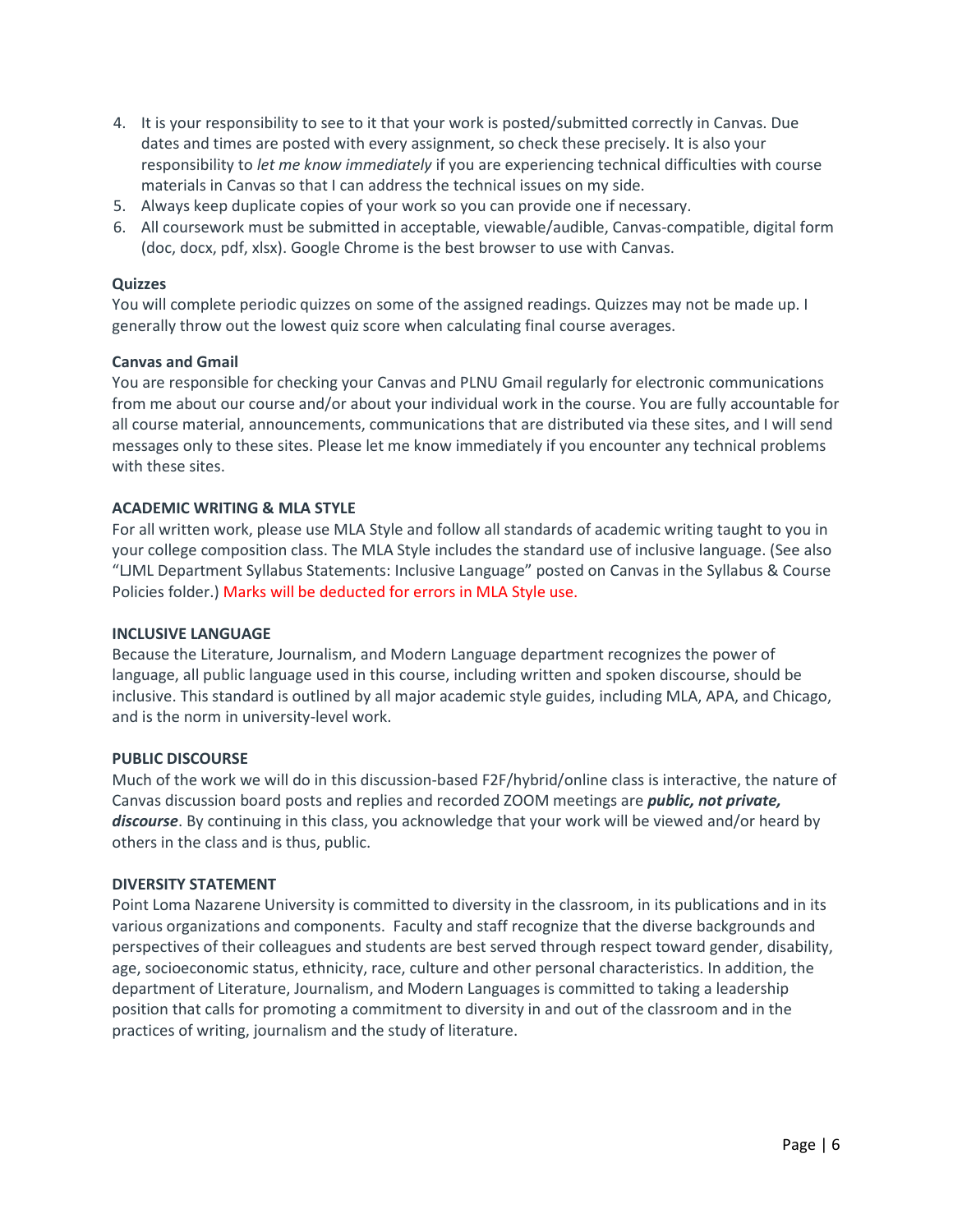4. It is your responsibility to see to it that your work is posted/submitted correctly in Canvas. Due dates and times are posted with every assignment, so check these precisely. It is also your responsibility to *let me know immediately* if you are experiencing technical difficulties with course materials in Canvas so that I can address the technical issues on my side.
5. Always keep duplicate copies of your work so you can provide one if necessary.
6. All coursework must be submitted in acceptable, viewable/audible, Canvas-compatible, digital form (doc, docx, pdf, xlsx). Google Chrome is the best browser to use with Canvas.

**Quizzes**

You will complete periodic quizzes on some of the assigned readings. Quizzes may not be made up. I generally throw out the lowest quiz score when calculating final course averages.

**Canvas and Gmail**

You are responsible for checking your Canvas and PLNU Gmail regularly for electronic communications from me about our course and/or about your individual work in the course. You are fully accountable for all course material, announcements, communications that are distributed via these sites, and I will send messages only to these sites. Please let me know immediately if you encounter any technical problems with these sites.

**ACADEMIC WRITING & MLA STYLE**

For all written work, please use MLA Style and follow all standards of academic writing taught to you in your college composition class. The MLA Style includes the standard use of inclusive language. (See also "LJML Department Syllabus Statements: Inclusive Language" posted on Canvas in the Syllabus & Course Policies folder.) Marks will be deducted for errors in MLA Style use.

**INCLUSIVE LANGUAGE**

Because the Literature, Journalism, and Modern Language department recognizes the power of language, all public language used in this course, including written and spoken discourse, should be inclusive. This standard is outlined by all major academic style guides, including MLA, APA, and Chicago, and is the norm in university-level work.

**PUBLIC DISCOURSE**

Much of the work we will do in this discussion-based F2F/hybrid/online class is interactive, the nature of Canvas discussion board posts and replies and recorded ZOOM meetings are ***public, not private, discourse***. By continuing in this class, you acknowledge that your work will be viewed and/or heard by others in the class and is thus, public.

**DIVERSITY STATEMENT**

Point Loma Nazarene University is committed to diversity in the classroom, in its publications and in its various organizations and components. Faculty and staff recognize that the diverse backgrounds and perspectives of their colleagues and students are best served through respect toward gender, disability, age, socioeconomic status, ethnicity, race, culture and other personal characteristics. In addition, the department of Literature, Journalism, and Modern Languages is committed to taking a leadership position that calls for promoting a commitment to diversity in and out of the classroom and in the practices of writing, journalism and the study of literature.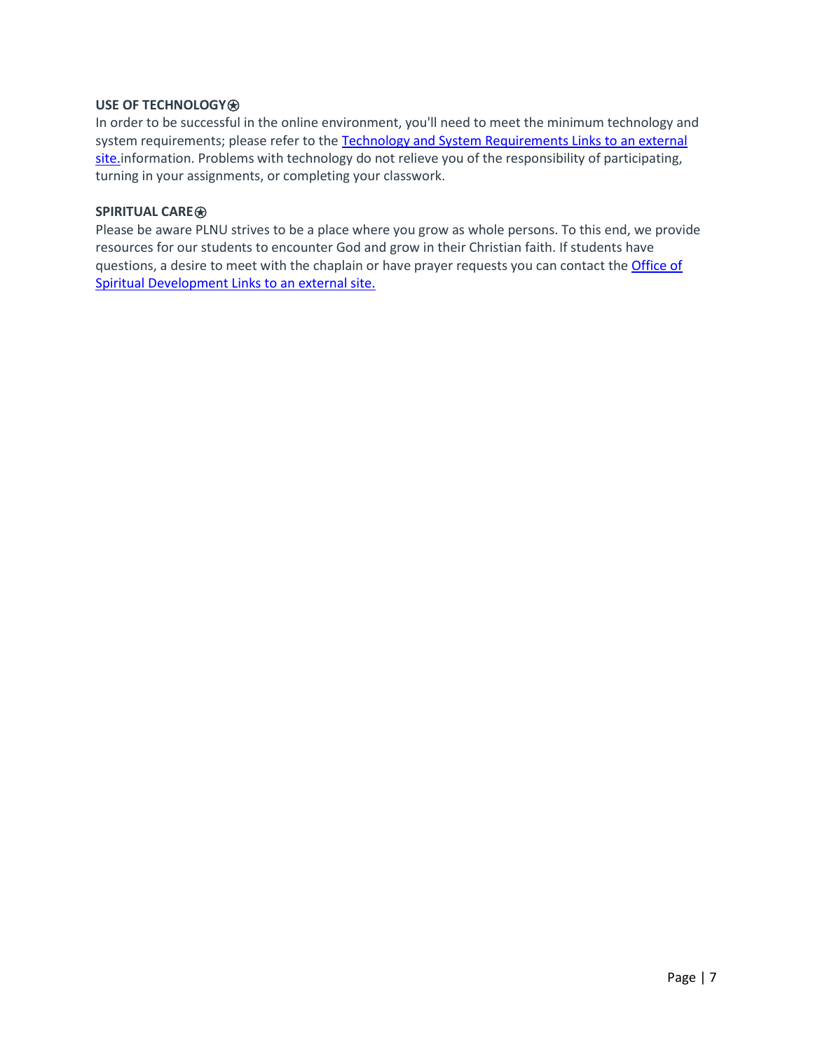**USE OF TECHNOLOGY**⍟

In order to be successful in the online environment, you'll need to meet the minimum technology and system requirements; please refer to the Technology and System Requirements Links to an external site.information. Problems with technology do not relieve you of the responsibility of participating, turning in your assignments, or completing your classwork.

**SPIRITUAL CARE**⍟

Please be aware PLNU strives to be a place where you grow as whole persons. To this end, we provide resources for our students to encounter God and grow in their Christian faith. If students have questions, a desire to meet with the chaplain or have prayer requests you can contact the Office of Spiritual Development Links to an external site.